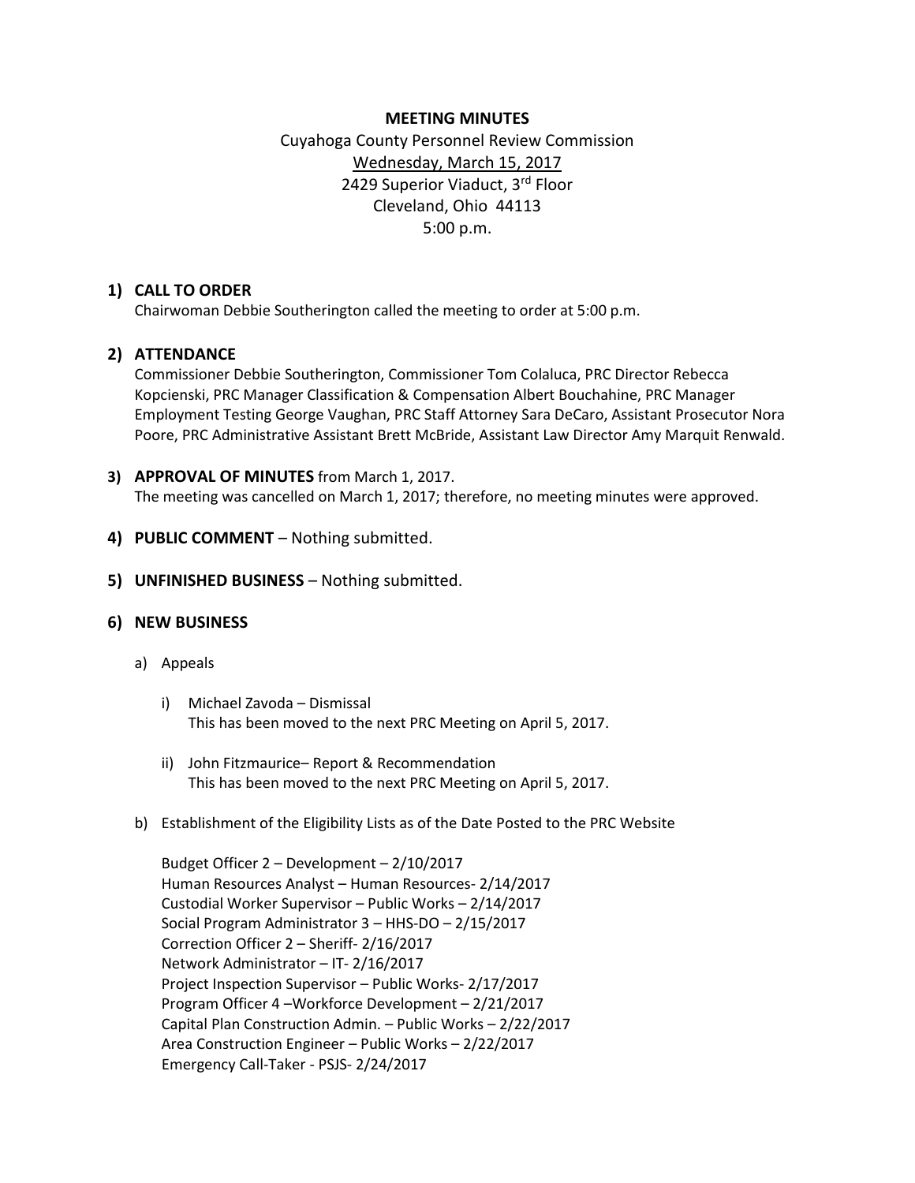**MEETING MINUTES**

Cuyahoga County Personnel Review Commission

Wednesday, March 15, 2017

2429 Superior Viaduct, 3rd Floor

Cleveland, Ohio 44113

5:00 p.m.

## 1) CALL TO ORDER

Chairwoman Debbie Southerington called the meeting to order at 5:00 p.m.

## 2) ATTENDANCE

Commissioner Debbie Southerington, Commissioner Tom Colaluca, PRC Director Rebecca Kopcienski, PRC Manager Classification & Compensation Albert Bouchahine, PRC Manager Employment Testing George Vaughan, PRC Staff Attorney Sara DeCaro, Assistant Prosecutor Nora Poore, PRC Administrative Assistant Brett McBride, Assistant Law Director Amy Marquit Renwald.

## 3) APPROVAL OF MINUTES from March 1, 2017.

The meeting was cancelled on March 1, 2017; therefore, no meeting minutes were approved.

## 4) PUBLIC COMMENT – Nothing submitted.

## 5) UNFINISHED BUSINESS – Nothing submitted.

## 6) NEW BUSINESS

a) Appeals

i) Michael Zavoda – Dismissal
This has been moved to the next PRC Meeting on April 5, 2017.

ii) John Fitzmaurice– Report & Recommendation
This has been moved to the next PRC Meeting on April 5, 2017.

b) Establishment of the Eligibility Lists as of the Date Posted to the PRC Website

Budget Officer 2 – Development – 2/10/2017
Human Resources Analyst – Human Resources- 2/14/2017
Custodial Worker Supervisor – Public Works – 2/14/2017
Social Program Administrator 3 – HHS-DO – 2/15/2017
Correction Officer 2 – Sheriff- 2/16/2017
Network Administrator – IT- 2/16/2017
Project Inspection Supervisor – Public Works- 2/17/2017
Program Officer 4 –Workforce Development – 2/21/2017
Capital Plan Construction Admin. – Public Works – 2/22/2017
Area Construction Engineer – Public Works – 2/22/2017
Emergency Call-Taker - PSJS- 2/24/2017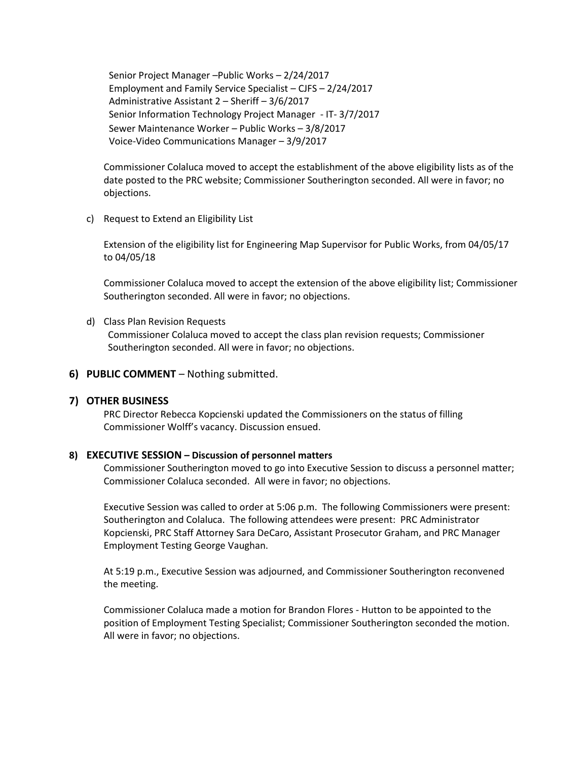Senior Project Manager –Public Works – 2/24/2017
Employment and Family Service Specialist – CJFS – 2/24/2017
Administrative Assistant 2 – Sheriff – 3/6/2017
Senior Information Technology Project Manager - IT- 3/7/2017
Sewer Maintenance Worker – Public Works – 3/8/2017
Voice-Video Communications Manager – 3/9/2017

Commissioner Colaluca moved to accept the establishment of the above eligibility lists as of the date posted to the PRC website; Commissioner Southerington seconded. All were in favor; no objections.

c) Request to Extend an Eligibility List

Extension of the eligibility list for Engineering Map Supervisor for Public Works, from 04/05/17 to 04/05/18

Commissioner Colaluca moved to accept the extension of the above eligibility list; Commissioner Southerington seconded. All were in favor; no objections.

d) Class Plan Revision Requests
Commissioner Colaluca moved to accept the class plan revision requests; Commissioner Southerington seconded. All were in favor; no objections.

**6) PUBLIC COMMENT** – Nothing submitted.

**7) OTHER BUSINESS**

PRC Director Rebecca Kopcienski updated the Commissioners on the status of filling Commissioner Wolff's vacancy. Discussion ensued.

**8) EXECUTIVE SESSION – Discussion of personnel matters**

Commissioner Southerington moved to go into Executive Session to discuss a personnel matter; Commissioner Colaluca seconded. All were in favor; no objections.

Executive Session was called to order at 5:06 p.m. The following Commissioners were present: Southerington and Colaluca. The following attendees were present: PRC Administrator Kopcienski, PRC Staff Attorney Sara DeCaro, Assistant Prosecutor Graham, and PRC Manager Employment Testing George Vaughan.

At 5:19 p.m., Executive Session was adjourned, and Commissioner Southerington reconvened the meeting.

Commissioner Colaluca made a motion for Brandon Flores - Hutton to be appointed to the position of Employment Testing Specialist; Commissioner Southerington seconded the motion. All were in favor; no objections.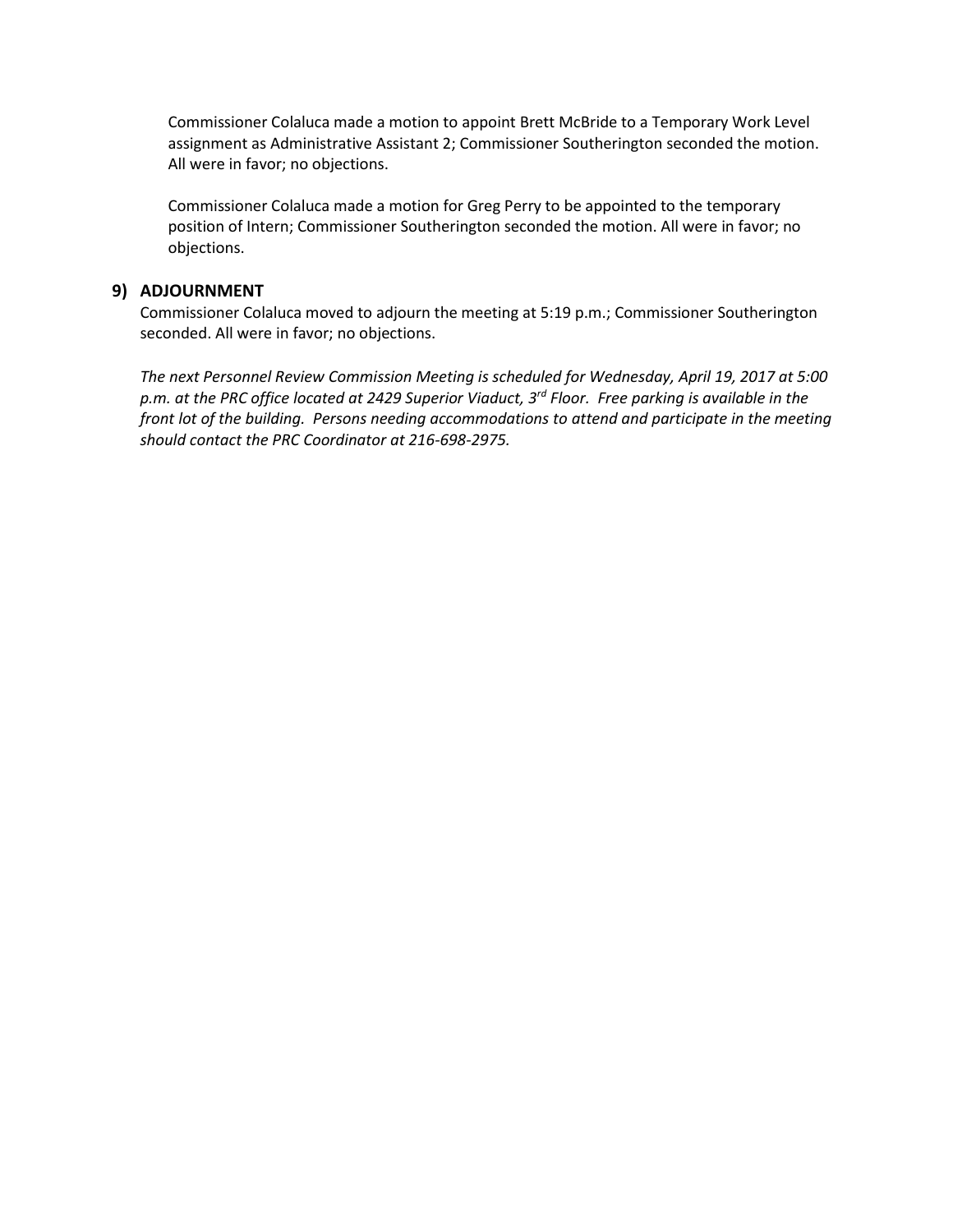Commissioner Colaluca made a motion to appoint Brett McBride to a Temporary Work Level assignment as Administrative Assistant 2; Commissioner Southerington seconded the motion. All were in favor; no objections.

Commissioner Colaluca made a motion for Greg Perry to be appointed to the temporary position of Intern; Commissioner Southerington seconded the motion. All were in favor; no objections.

## 9) ADJOURNMENT

Commissioner Colaluca moved to adjourn the meeting at 5:19 p.m.; Commissioner Southerington seconded. All were in favor; no objections.

*The next Personnel Review Commission Meeting is scheduled for Wednesday, April 19, 2017 at 5:00 p.m. at the PRC office located at 2429 Superior Viaduct, 3rd Floor. Free parking is available in the front lot of the building. Persons needing accommodations to attend and participate in the meeting should contact the PRC Coordinator at 216-698-2975.*